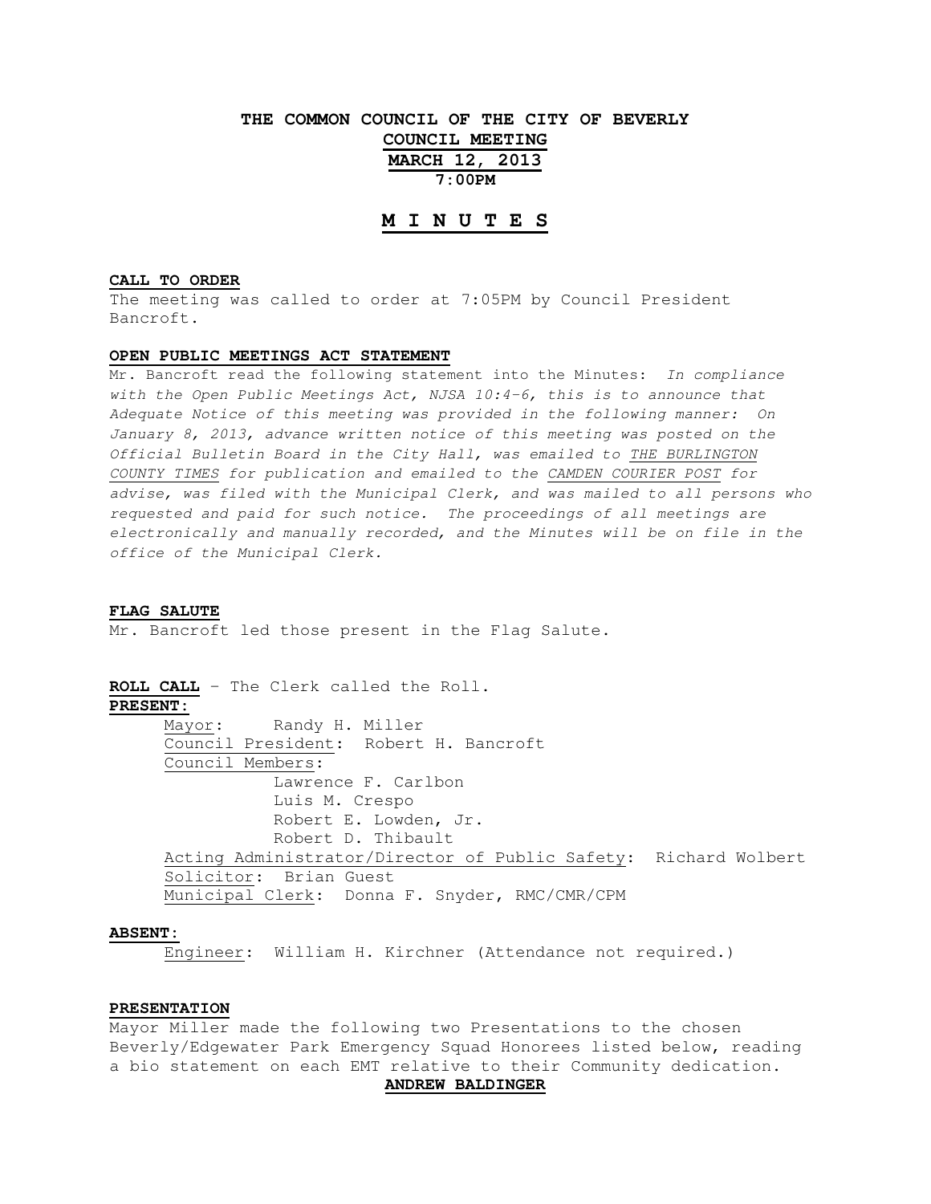# THE COMMON COUNCIL OF THE CITY OF BEVERLY

## COUNCIL MEETING

## MARCH 12, 2013

## 7:00PM

## M I N U T E S

**CALL TO ORDER**

The meeting was called to order at 7:05PM by Council President Bancroft.

**OPEN PUBLIC MEETINGS ACT STATEMENT**

Mr. Bancroft read the following statement into the Minutes: *In compliance with the Open Public Meetings Act, NJSA 10:4-6, this is to announce that Adequate Notice of this meeting was provided in the following manner: On January 8, 2013, advance written notice of this meeting was posted on the Official Bulletin Board in the City Hall, was emailed to THE BURLINGTON COUNTY TIMES for publication and emailed to the CAMDEN COURIER POST for advise, was filed with the Municipal Clerk, and was mailed to all persons who requested and paid for such notice. The proceedings of all meetings are electronically and manually recorded, and the Minutes will be on file in the office of the Municipal Clerk.*

**FLAG SALUTE**

Mr. Bancroft led those present in the Flag Salute.

**ROLL CALL** – The Clerk called the Roll.

**PRESENT:**

Mayor: Randy H. Miller

Council President: Robert H. Bancroft

Council Members:

- Lawrence F. Carlbon
- Luis M. Crespo
- Robert E. Lowden, Jr.
- Robert D. Thibault

Acting Administrator/Director of Public Safety: Richard Wolbert

Solicitor: Brian Guest

Municipal Clerk: Donna F. Snyder, RMC/CMR/CPM

**ABSENT:**

Engineer: William H. Kirchner (Attendance not required.)

**PRESENTATION**

Mayor Miller made the following two Presentations to the chosen Beverly/Edgewater Park Emergency Squad Honorees listed below, reading a bio statement on each EMT relative to their Community dedication.

**ANDREW BALDINGER**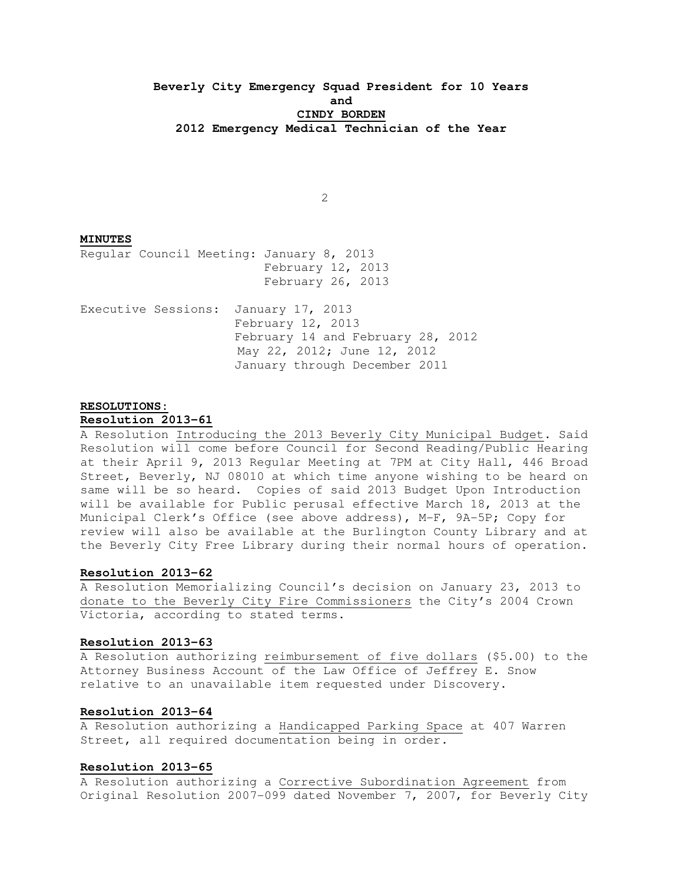**Beverly City Emergency Squad President for 10 Years**

**and**

**CINDY BORDEN**

**2012 Emergency Medical Technician of the Year**

**MINUTES**

Regular Council Meeting: January 8, 2013
February 12, 2013
February 26, 2013

Executive Sessions: January 17, 2013
February 12, 2013
February 14 and February 28, 2012
May 22, 2012; June 12, 2012
January through December 2011

**RESOLUTIONS:**

**Resolution 2013-61**

A Resolution Introducing the 2013 Beverly City Municipal Budget. Said Resolution will come before Council for Second Reading/Public Hearing at their April 9, 2013 Regular Meeting at 7PM at City Hall, 446 Broad Street, Beverly, NJ 08010 at which time anyone wishing to be heard on same will be so heard. Copies of said 2013 Budget Upon Introduction will be available for Public perusal effective March 18, 2013 at the Municipal Clerk's Office (see above address), M-F, 9A-5P; Copy for review will also be available at the Burlington County Library and at the Beverly City Free Library during their normal hours of operation.

**Resolution 2013-62**

A Resolution Memorializing Council's decision on January 23, 2013 to donate to the Beverly City Fire Commissioners the City's 2004 Crown Victoria, according to stated terms.

**Resolution 2013-63**

A Resolution authorizing reimbursement of five dollars ($5.00) to the Attorney Business Account of the Law Office of Jeffrey E. Snow relative to an unavailable item requested under Discovery.

**Resolution 2013-64**

A Resolution authorizing a Handicapped Parking Space at 407 Warren Street, all required documentation being in order.

**Resolution 2013-65**

A Resolution authorizing a Corrective Subordination Agreement from Original Resolution 2007-099 dated November 7, 2007, for Beverly City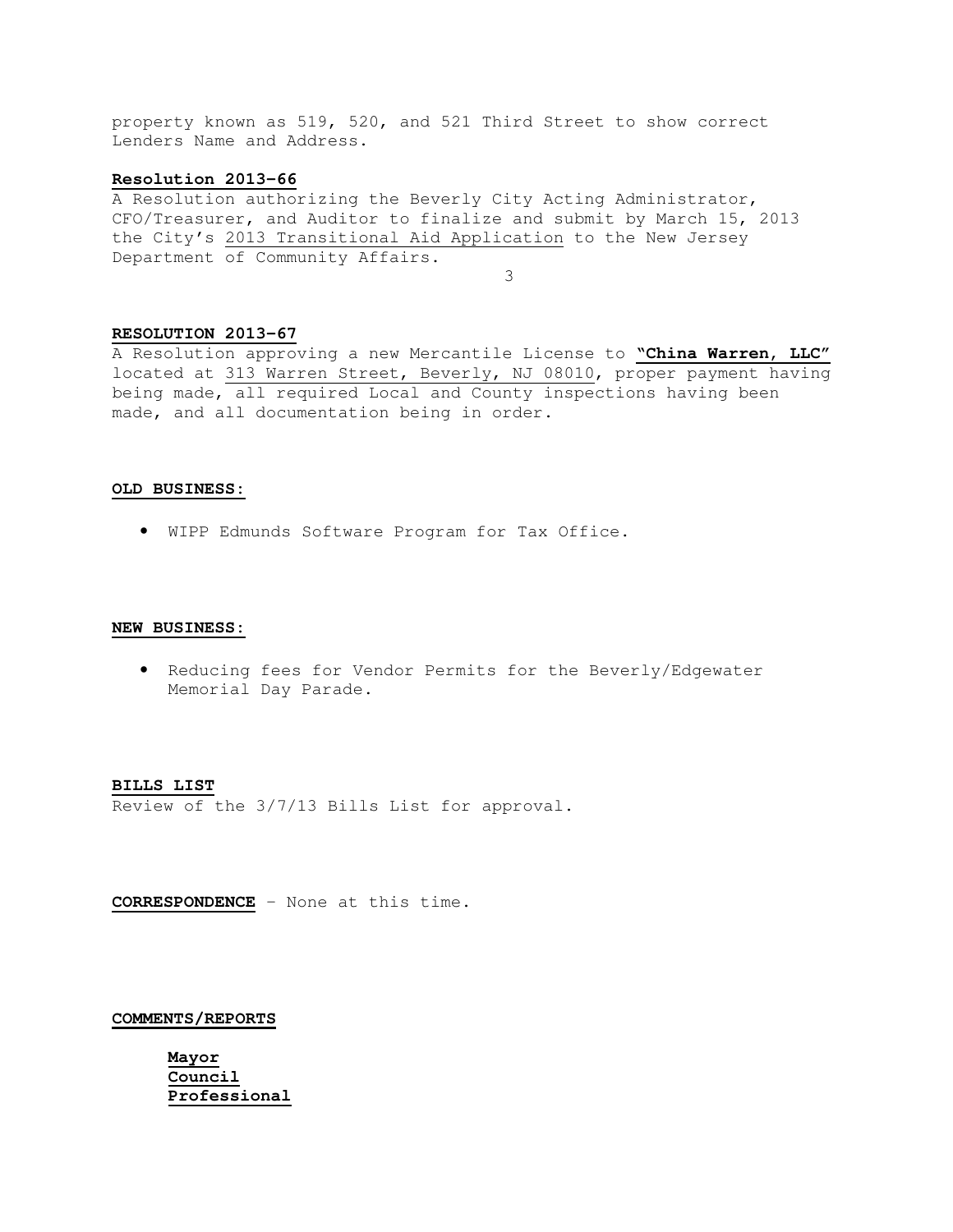property known as 519, 520, and 521 Third Street to show correct Lenders Name and Address.

**Resolution 2013-66**

A Resolution authorizing the Beverly City Acting Administrator, CFO/Treasurer, and Auditor to finalize and submit by March 15, 2013 the City's 2013 Transitional Aid Application to the New Jersey Department of Community Affairs.

**RESOLUTION 2013-67**

A Resolution approving a new Mercantile License to **"China Warren, LLC"** located at 313 Warren Street, Beverly, NJ 08010, proper payment having being made, all required Local and County inspections having been made, and all documentation being in order.

**OLD BUSINESS:**

- WIPP Edmunds Software Program for Tax Office.

**NEW BUSINESS:**

- Reducing fees for Vendor Permits for the Beverly/Edgewater Memorial Day Parade.

**BILLS LIST**

Review of the 3/7/13 Bills List for approval.

**CORRESPONDENCE** – None at this time.

**COMMENTS/REPORTS**

**Mayor**
**Council**
**Professional**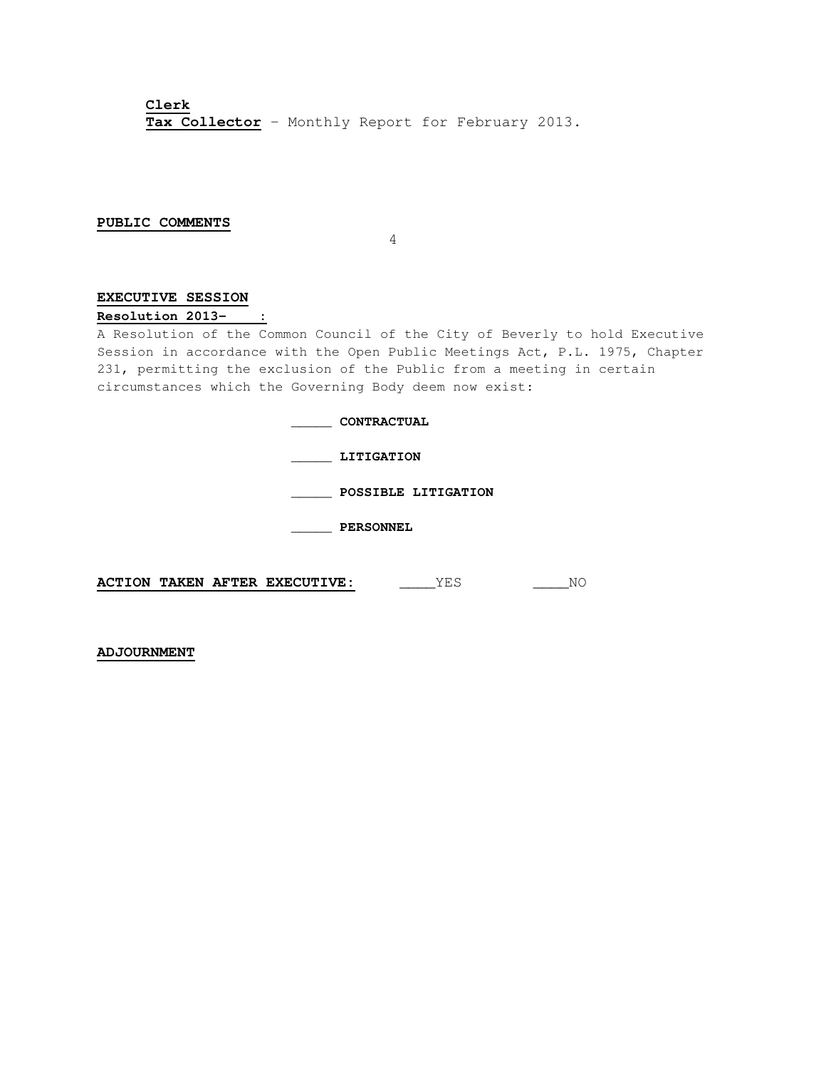**Clerk**
**Tax Collector** – Monthly Report for February 2013.

**PUBLIC COMMENTS**

**EXECUTIVE SESSION**

**Resolution 2013- :**

A Resolution of the Common Council of the City of Beverly to hold Executive Session in accordance with the Open Public Meetings Act, P.L. 1975, Chapter 231, permitting the exclusion of the Public from a meeting in certain circumstances which the Governing Body deem now exist:

_____ **CONTRACTUAL**

_____ **LITIGATION**

_____ **POSSIBLE LITIGATION**

_____ **PERSONNEL**

**ACTION TAKEN AFTER EXECUTIVE:** ____YES ____NO

**ADJOURNMENT**